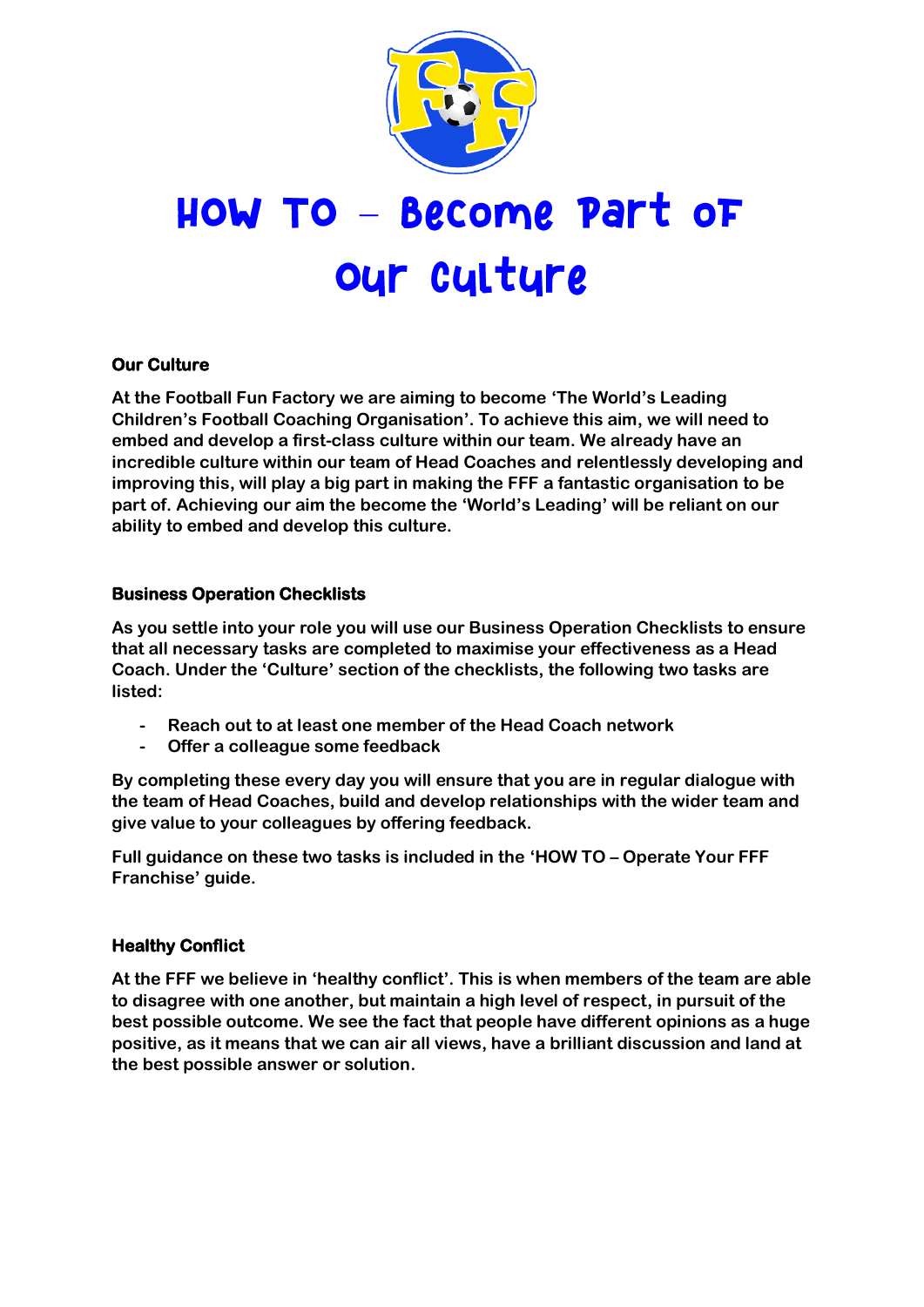# HOW TO – Become Part of Our Culture

## Our Culture

**At the Football Fun Factory we are aiming to become 'The World's Leading Children's Football Coaching Organisation'. To achieve this aim, we will need to embed and develop a first-class culture within our team. We already have an incredible culture within our team of Head Coaches and relentlessly developing and improving this, will play a big part in making the FFF a fantastic organisation to be part of. Achieving our aim the become the 'World's Leading' will be reliant on our ability to embed and develop this culture.**

## Business Operation Checklists

**As you settle into your role you will use our Business Operation Checklists to ensure that all necessary tasks are completed to maximise your effectiveness as a Head Coach. Under the 'Culture' section of the checklists, the following two tasks are listed:**

- **Reach out to at least one member of the Head Coach network**
- **Offer a colleague some feedback**

**By completing these every day you will ensure that you are in regular dialogue with the team of Head Coaches, build and develop relationships with the wider team and give value to your colleagues by offering feedback.**

**Full guidance on these two tasks is included in the 'HOW TO – Operate Your FFF Franchise' guide.**

## Healthy Conflict

**At the FFF we believe in 'healthy conflict'. This is when members of the team are able to disagree with one another, but maintain a high level of respect, in pursuit of the best possible outcome. We see the fact that people have different opinions as a huge positive, as it means that we can air all views, have a brilliant discussion and land at the best possible answer or solution.**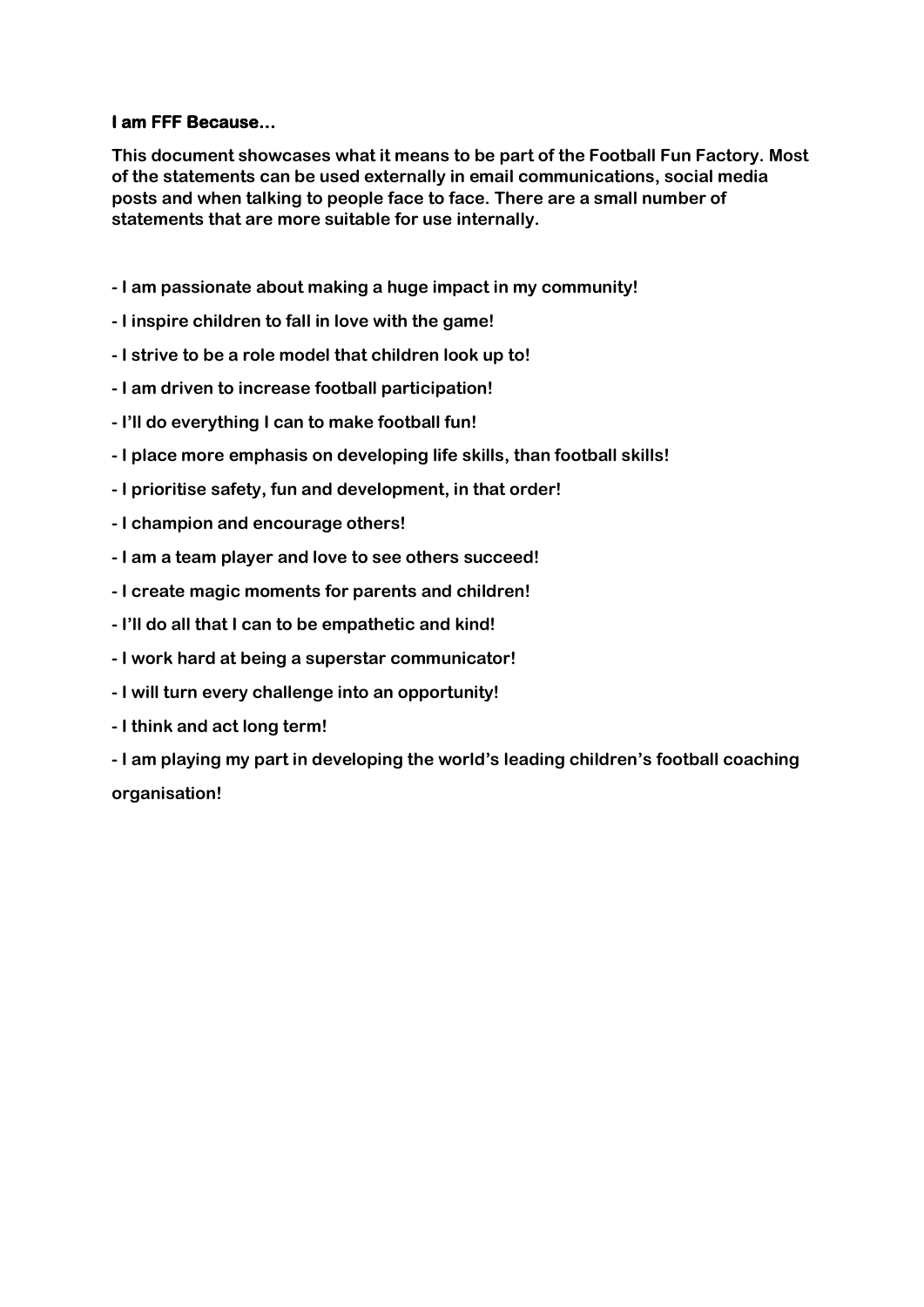# I am FFF Because…

**This document showcases what it means to be part of the Football Fun Factory. Most of the statements can be used externally in email communications, social media posts and when talking to people face to face. There are a small number of statements that are more suitable for use internally.**

- **I am passionate about making a huge impact in my community!**
- **I inspire children to fall in love with the game!**
- **I strive to be a role model that children look up to!**
- **I am driven to increase football participation!**
- **I'll do everything I can to make football fun!**
- **I place more emphasis on developing life skills, than football skills!**
- **I prioritise safety, fun and development, in that order!**
- **I champion and encourage others!**
- **I am a team player and love to see others succeed!**
- **I create magic moments for parents and children!**
- **I'll do all that I can to be empathetic and kind!**
- **I work hard at being a superstar communicator!**
- **I will turn every challenge into an opportunity!**
- **I think and act long term!**
- **I am playing my part in developing the world's leading children's football coaching organisation!**